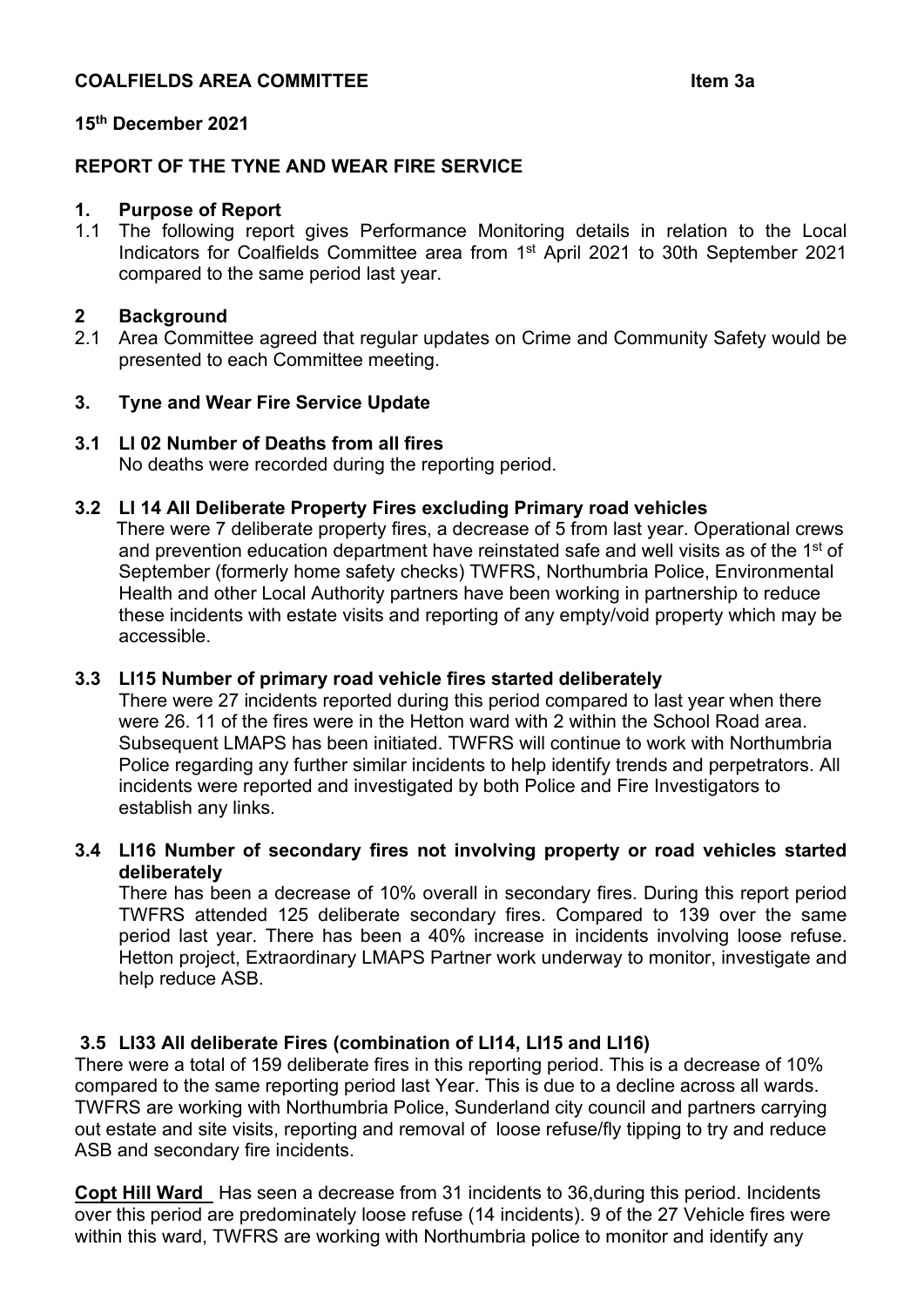**COALFIELDS AREA COMMITTEE** **Item 3a**

**15th December 2021**

**REPORT OF THE TYNE AND WEAR FIRE SERVICE**

**1. Purpose of Report**

1.1 The following report gives Performance Monitoring details in relation to the Local Indicators for Coalfields Committee area from 1st April 2021 to 30th September 2021 compared to the same period last year.

**2 Background**

2.1 Area Committee agreed that regular updates on Crime and Community Safety would be presented to each Committee meeting.

**3. Tyne and Wear Fire Service Update**

**3.1 LI 02 Number of Deaths from all fires**

No deaths were recorded during the reporting period.

**3.2 LI 14 All Deliberate Property Fires excluding Primary road vehicles**

There were 7 deliberate property fires, a decrease of 5 from last year. Operational crews and prevention education department have reinstated safe and well visits as of the 1st of September (formerly home safety checks) TWFRS, Northumbria Police, Environmental Health and other Local Authority partners have been working in partnership to reduce these incidents with estate visits and reporting of any empty/void property which may be accessible.

**3.3 LI15 Number of primary road vehicle fires started deliberately**

There were 27 incidents reported during this period compared to last year when there were 26. 11 of the fires were in the Hetton ward with 2 within the School Road area. Subsequent LMAPS has been initiated. TWFRS will continue to work with Northumbria Police regarding any further similar incidents to help identify trends and perpetrators. All incidents were reported and investigated by both Police and Fire Investigators to establish any links.

**3.4 LI16 Number of secondary fires not involving property or road vehicles started deliberately**

There has been a decrease of 10% overall in secondary fires. During this report period TWFRS attended 125 deliberate secondary fires. Compared to 139 over the same period last year. There has been a 40% increase in incidents involving loose refuse. Hetton project, Extraordinary LMAPS Partner work underway to monitor, investigate and help reduce ASB.

**3.5 LI33 All deliberate Fires (combination of LI14, LI15 and LI16)**

There were a total of 159 deliberate fires in this reporting period. This is a decrease of 10% compared to the same reporting period last Year. This is due to a decline across all wards. TWFRS are working with Northumbria Police, Sunderland city council and partners carrying out estate and site visits, reporting and removal of loose refuse/fly tipping to try and reduce ASB and secondary fire incidents.

**Copt Hill Ward** Has seen a decrease from 31 incidents to 36,during this period. Incidents over this period are predominately loose refuse (14 incidents). 9 of the 27 Vehicle fires were within this ward, TWFRS are working with Northumbria police to monitor and identify any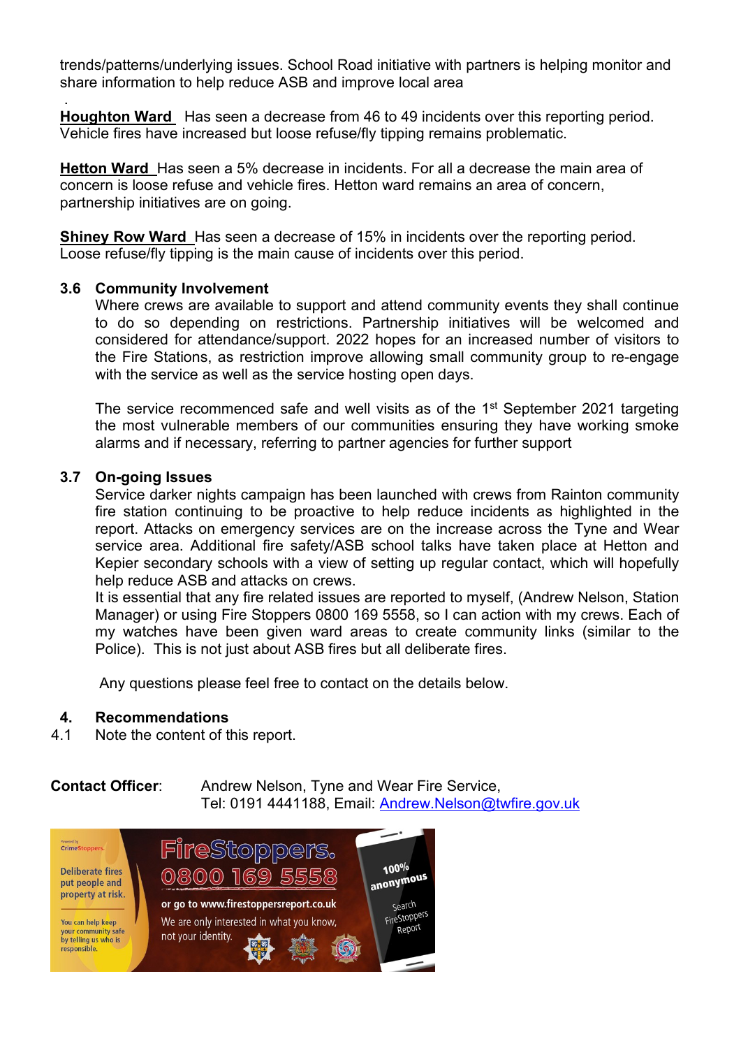trends/patterns/underlying issues. School Road initiative with partners is helping monitor and share information to help reduce ASB and improve local area

.

**Houghton Ward** Has seen a decrease from 46 to 49 incidents over this reporting period. Vehicle fires have increased but loose refuse/fly tipping remains problematic.

**Hetton Ward** Has seen a 5% decrease in incidents. For all a decrease the main area of concern is loose refuse and vehicle fires. Hetton ward remains an area of concern, partnership initiatives are on going.

**Shiney Row Ward** Has seen a decrease of 15% in incidents over the reporting period. Loose refuse/fly tipping is the main cause of incidents over this period.

**3.6 Community Involvement**

Where crews are available to support and attend community events they shall continue to do so depending on restrictions. Partnership initiatives will be welcomed and considered for attendance/support. 2022 hopes for an increased number of visitors to the Fire Stations, as restriction improve allowing small community group to re-engage with the service as well as the service hosting open days.

The service recommenced safe and well visits as of the 1st September 2021 targeting the most vulnerable members of our communities ensuring they have working smoke alarms and if necessary, referring to partner agencies for further support

**3.7 On-going Issues**

Service darker nights campaign has been launched with crews from Rainton community fire station continuing to be proactive to help reduce incidents as highlighted in the report. Attacks on emergency services are on the increase across the Tyne and Wear service area. Additional fire safety/ASB school talks have taken place at Hetton and Kepier secondary schools with a view of setting up regular contact, which will hopefully help reduce ASB and attacks on crews.

It is essential that any fire related issues are reported to myself, (Andrew Nelson, Station Manager) or using Fire Stoppers 0800 169 5558, so I can action with my crews. Each of my watches have been given ward areas to create community links (similar to the Police). This is not just about ASB fires but all deliberate fires.

Any questions please feel free to contact on the details below.

**4. Recommendations**

4.1 Note the content of this report.

**Contact Officer**: Andrew Nelson, Tyne and Wear Fire Service,
Tel: 0191 4441188, Email: Andrew.Nelson@twfire.gov.uk

Powered by CrimeStoppers.

Deliberate fires put people and property at risk.

You can help keep your community safe by telling us who is responsible.

FireStoppers.
0800 169 5558

or go to www.firestoppersreport.co.uk

We are only interested in what you know, not your identity.

100% anonymous

Search FireStoppers Report